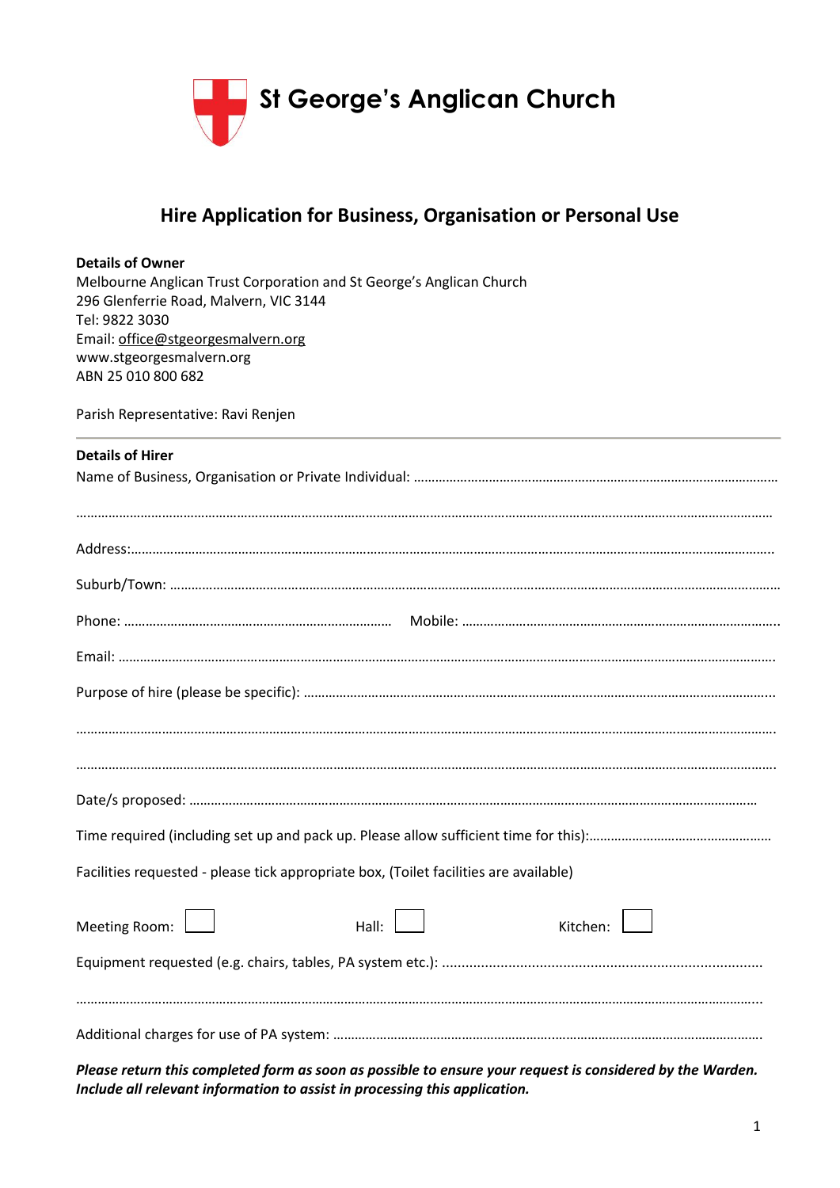# St George's Anglican Church

## Hire Application for Business, Organisation or Personal Use

**Details of Owner**
Melbourne Anglican Trust Corporation and St George's Anglican Church
296 Glenferrie Road, Malvern, VIC 3144
Tel: 9822 3030
Email: office@stgeorgesmalvern.org
www.stgeorgesmalvern.org
ABN 25 010 800 682

Parish Representative: Ravi Renjen

---

**Details of Hirer**

Name of Business, Organisation or Private Individual: ……………………………………………………………………………………

……………………………………………………………………………………………………………………………………………………………

Address:……………………………………………………………………………………………………………………………………………….

Suburb/Town: ………………………………………………………………………………………………………………………………………

Phone: …………………………………………………………………… Mobile: ……………………………………………………………………..

Email: ……………………………………………………………………………………………………………………………………………………….

Purpose of hire (please be specific): ……………………………………………………………………………………………………………..

……………………………………………………………………………………………………………………………………………………………….

……………………………………………………………………………………………………………………………………………………………….

Date/s proposed: ……………………………………………………………………………………………………………………………………

Time required (including set up and pack up. Please allow sufficient time for this):……………………………………………

Facilities requested - please tick appropriate box, (Toilet facilities are available)

Meeting Room: ☐ Hall: ☐ Kitchen: ☐

Equipment requested (e.g. chairs, tables, PA system etc.): ..................................................................................

……………………………………………………………………………………………………………………………………………………………..

Additional charges for use of PA system: ………………………………………………………………………………………………………….

***Please return this completed form as soon as possible to ensure your request is considered by the Warden. Include all relevant information to assist in processing this application.***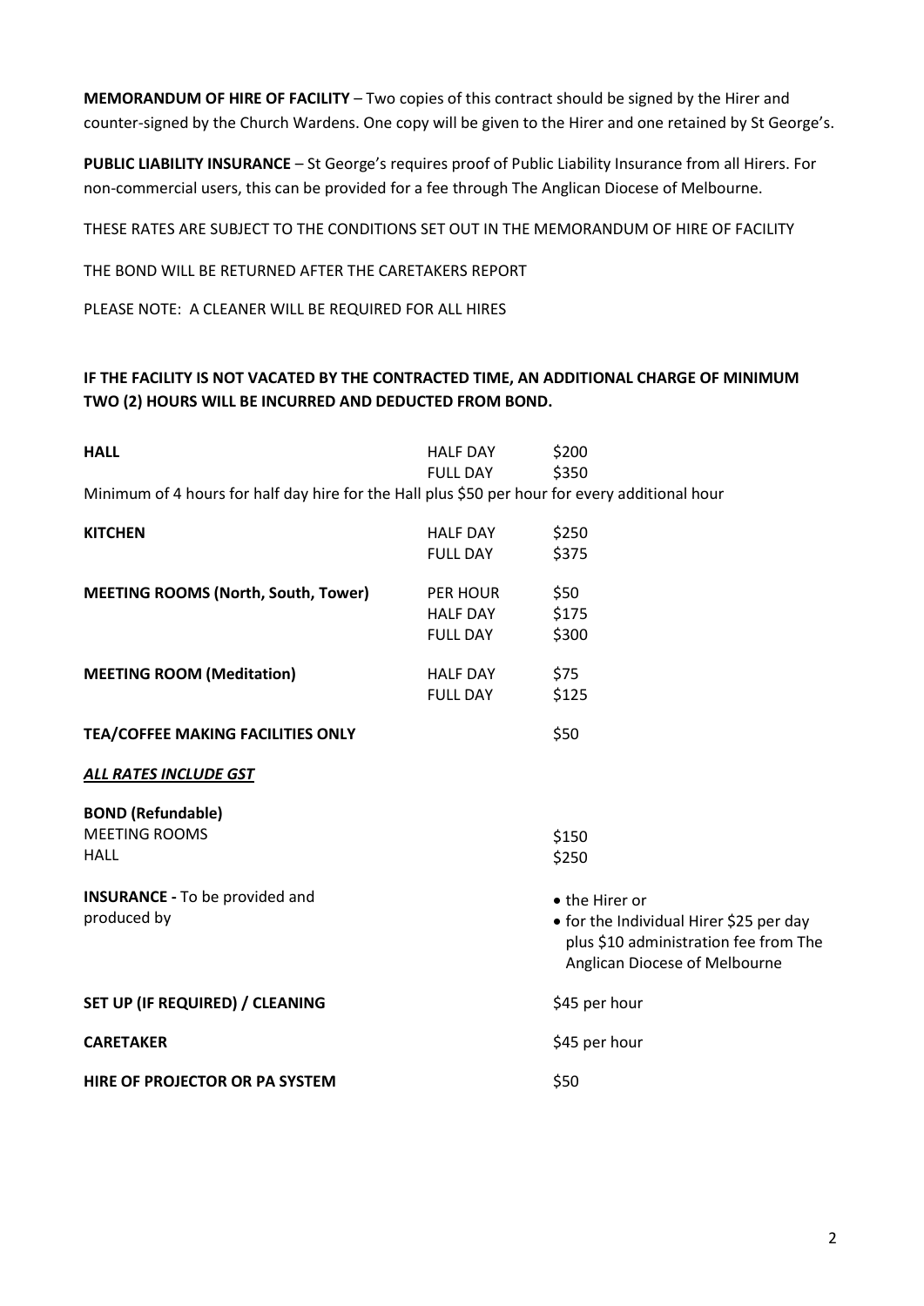**MEMORANDUM OF HIRE OF FACILITY** – Two copies of this contract should be signed by the Hirer and counter-signed by the Church Wardens. One copy will be given to the Hirer and one retained by St George's.

**PUBLIC LIABILITY INSURANCE** – St George's requires proof of Public Liability Insurance from all Hirers. For non-commercial users, this can be provided for a fee through The Anglican Diocese of Melbourne.

THESE RATES ARE SUBJECT TO THE CONDITIONS SET OUT IN THE MEMORANDUM OF HIRE OF FACILITY

THE BOND WILL BE RETURNED AFTER THE CARETAKERS REPORT

PLEASE NOTE: A CLEANER WILL BE REQUIRED FOR ALL HIRES

**IF THE FACILITY IS NOT VACATED BY THE CONTRACTED TIME, AN ADDITIONAL CHARGE OF MINIMUM TWO (2) HOURS WILL BE INCURRED AND DEDUCTED FROM BOND.**

| | | |
|---|---|---|
| **HALL** | HALF DAY | $200 |
| | FULL DAY | $350 |

Minimum of 4 hours for half day hire for the Hall plus $50 per hour for every additional hour

| | | |
|---|---|---|
| **KITCHEN** | HALF DAY | $250 |
| | FULL DAY | $375 |
| **MEETING ROOMS (North, South, Tower)** | PER HOUR | $50 |
| | HALF DAY | $175 |
| | FULL DAY | $300 |
| **MEETING ROOM (Meditation)** | HALF DAY | $75 |
| | FULL DAY | $125 |
| **TEA/COFFEE MAKING FACILITIES ONLY** | | $50 |

***ALL RATES INCLUDE GST***

| | |
|---|---|
| **BOND (Refundable)** | |
| MEETING ROOMS | $150 |
| HALL | $250 |
| **INSURANCE -** To be provided and produced by | • the Hirer or<br>• for the Individual Hirer $25 per day plus $10 administration fee from The Anglican Diocese of Melbourne |
| **SET UP (IF REQUIRED) / CLEANING** | $45 per hour |
| **CARETAKER** | $45 per hour |
| **HIRE OF PROJECTOR OR PA SYSTEM** | $50 |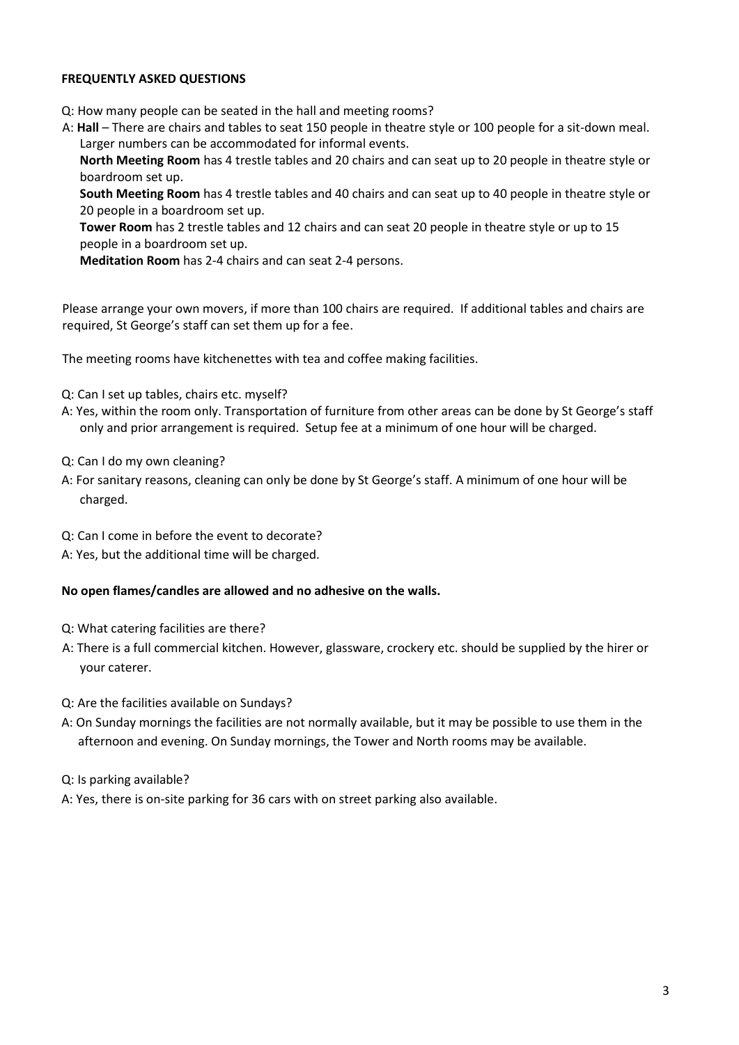**FREQUENTLY ASKED QUESTIONS**

Q: How many people can be seated in the hall and meeting rooms?

A: **Hall** – There are chairs and tables to seat 150 people in theatre style or 100 people for a sit-down meal. Larger numbers can be accommodated for informal events.

**North Meeting Room** has 4 trestle tables and 20 chairs and can seat up to 20 people in theatre style or boardroom set up.

**South Meeting Room** has 4 trestle tables and 40 chairs and can seat up to 40 people in theatre style or 20 people in a boardroom set up.

**Tower Room** has 2 trestle tables and 12 chairs and can seat 20 people in theatre style or up to 15 people in a boardroom set up.

**Meditation Room** has 2-4 chairs and can seat 2-4 persons.

Please arrange your own movers, if more than 100 chairs are required. If additional tables and chairs are required, St George's staff can set them up for a fee.

The meeting rooms have kitchenettes with tea and coffee making facilities.

Q: Can I set up tables, chairs etc. myself?

A: Yes, within the room only. Transportation of furniture from other areas can be done by St George's staff only and prior arrangement is required. Setup fee at a minimum of one hour will be charged.

Q: Can I do my own cleaning?

A: For sanitary reasons, cleaning can only be done by St George's staff. A minimum of one hour will be charged.

Q: Can I come in before the event to decorate?

A: Yes, but the additional time will be charged.

**No open flames/candles are allowed and no adhesive on the walls.**

Q: What catering facilities are there?

A: There is a full commercial kitchen. However, glassware, crockery etc. should be supplied by the hirer or your caterer.

Q: Are the facilities available on Sundays?

A: On Sunday mornings the facilities are not normally available, but it may be possible to use them in the afternoon and evening. On Sunday mornings, the Tower and North rooms may be available.

Q: Is parking available?

A: Yes, there is on-site parking for 36 cars with on street parking also available.